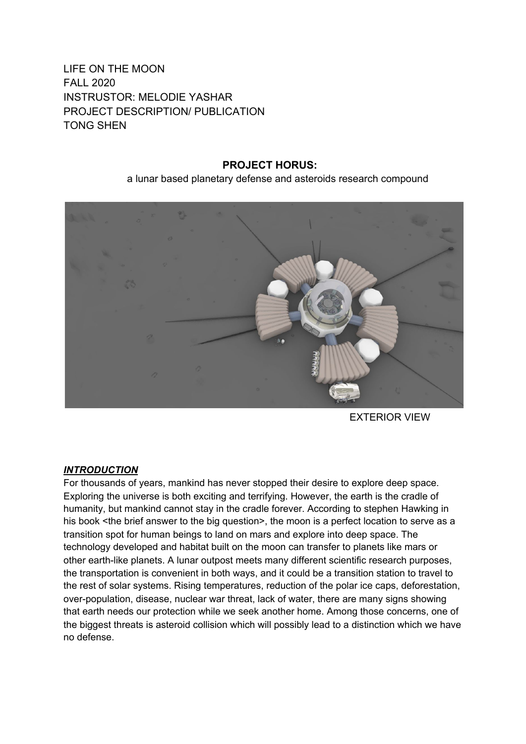LIFE ON THE MOON
FALL 2020
INSTRUSTOR: MELODIE YASHAR
PROJECT DESCRIPTION/ PUBLICATION
TONG SHEN

**PROJECT HORUS:**
a lunar based planetary defense and asteroids research compound

EXTERIOR VIEW

***INTRODUCTION***

For thousands of years, mankind has never stopped their desire to explore deep space. Exploring the universe is both exciting and terrifying. However, the earth is the cradle of humanity, but mankind cannot stay in the cradle forever. According to stephen Hawking in his book <the brief answer to the big question>, the moon is a perfect location to serve as a transition spot for human beings to land on mars and explore into deep space. The technology developed and habitat built on the moon can transfer to planets like mars or other earth-like planets. A lunar outpost meets many different scientific research purposes, the transportation is convenient in both ways, and it could be a transition station to travel to the rest of solar systems. Rising temperatures, reduction of the polar ice caps, deforestation, over-population, disease, nuclear war threat, lack of water, there are many signs showing that earth needs our protection while we seek another home. Among those concerns, one of the biggest threats is asteroid collision which will possibly lead to a distinction which we have no defense.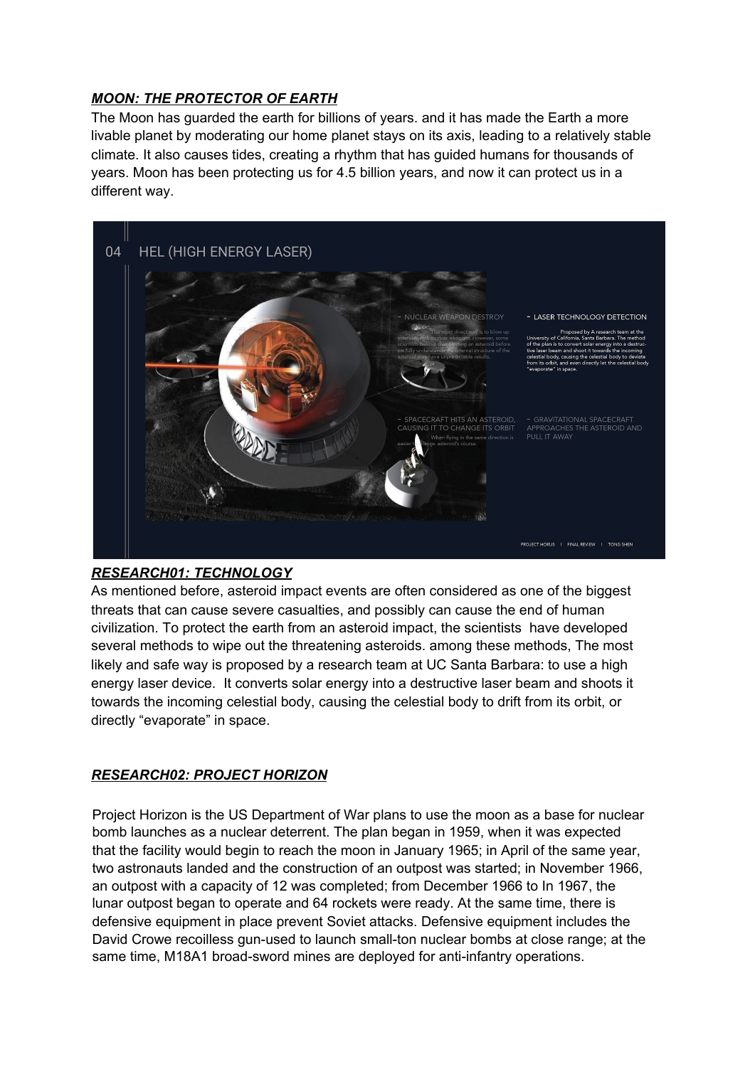***MOON: THE PROTECTOR OF EARTH***

The Moon has guarded the earth for billions of years. and it has made the Earth a more livable planet by moderating our home planet stays on its axis, leading to a relatively stable climate. It also causes tides, creating a rhythm that has guided humans for thousands of years. Moon has been protecting us for 4.5 billion years, and now it can protect us in a different way.

***RESEARCH01: TECHNOLOGY***

As mentioned before, asteroid impact events are often considered as one of the biggest threats that can cause severe casualties, and possibly can cause the end of human civilization. To protect the earth from an asteroid impact, the scientists have developed several methods to wipe out the threatening asteroids. among these methods, The most likely and safe way is proposed by a research team at UC Santa Barbara: to use a high energy laser device. It converts solar energy into a destructive laser beam and shoots it towards the incoming celestial body, causing the celestial body to drift from its orbit, or directly "evaporate" in space.

***RESEARCH02: PROJECT HORIZON***

Project Horizon is the US Department of War plans to use the moon as a base for nuclear bomb launches as a nuclear deterrent. The plan began in 1959, when it was expected that the facility would begin to reach the moon in January 1965; in April of the same year, two astronauts landed and the construction of an outpost was started; in November 1966, an outpost with a capacity of 12 was completed; from December 1966 to In 1967, the lunar outpost began to operate and 64 rockets were ready. At the same time, there is defensive equipment in place prevent Soviet attacks. Defensive equipment includes the David Crowe recoilless gun-used to launch small-ton nuclear bombs at close range; at the same time, M18A1 broad-sword mines are deployed for anti-infantry operations.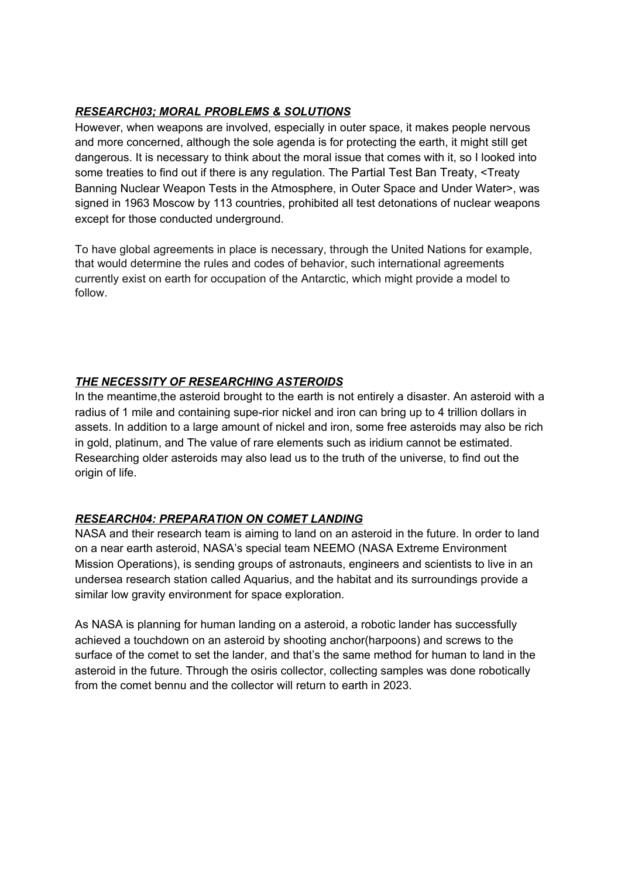***RESEARCH03; MORAL PROBLEMS & SOLUTIONS***

However, when weapons are involved, especially in outer space, it makes people nervous and more concerned, although the sole agenda is for protecting the earth, it might still get dangerous. It is necessary to think about the moral issue that comes with it, so I looked into some treaties to find out if there is any regulation. The Partial Test Ban Treaty, <Treaty Banning Nuclear Weapon Tests in the Atmosphere, in Outer Space and Under Water>, was signed in 1963 Moscow by 113 countries, prohibited all test detonations of nuclear weapons except for those conducted underground.

To have global agreements in place is necessary, through the United Nations for example, that would determine the rules and codes of behavior, such international agreements currently exist on earth for occupation of the Antarctic, which might provide a model to follow.

***THE NECESSITY OF RESEARCHING ASTEROIDS***

In the meantime,the asteroid brought to the earth is not entirely a disaster. An asteroid with a radius of 1 mile and containing supe-rior nickel and iron can bring up to 4 trillion dollars in assets. In addition to a large amount of nickel and iron, some free asteroids may also be rich in gold, platinum, and The value of rare elements such as iridium cannot be estimated. Researching older asteroids may also lead us to the truth of the universe, to find out the origin of life.

***RESEARCH04: PREPARATION ON COMET LANDING***

NASA and their research team is aiming to land on an asteroid in the future. In order to land on a near earth asteroid, NASA's special team NEEMO (NASA Extreme Environment Mission Operations), is sending groups of astronauts, engineers and scientists to live in an undersea research station called Aquarius, and the habitat and its surroundings provide a similar low gravity environment for space exploration.

As NASA is planning for human landing on a asteroid, a robotic lander has successfully achieved a touchdown on an asteroid by shooting anchor(harpoons) and screws to the surface of the comet to set the lander, and that's the same method for human to land in the asteroid in the future. Through the osiris collector, collecting samples was done robotically from the comet bennu and the collector will return to earth in 2023.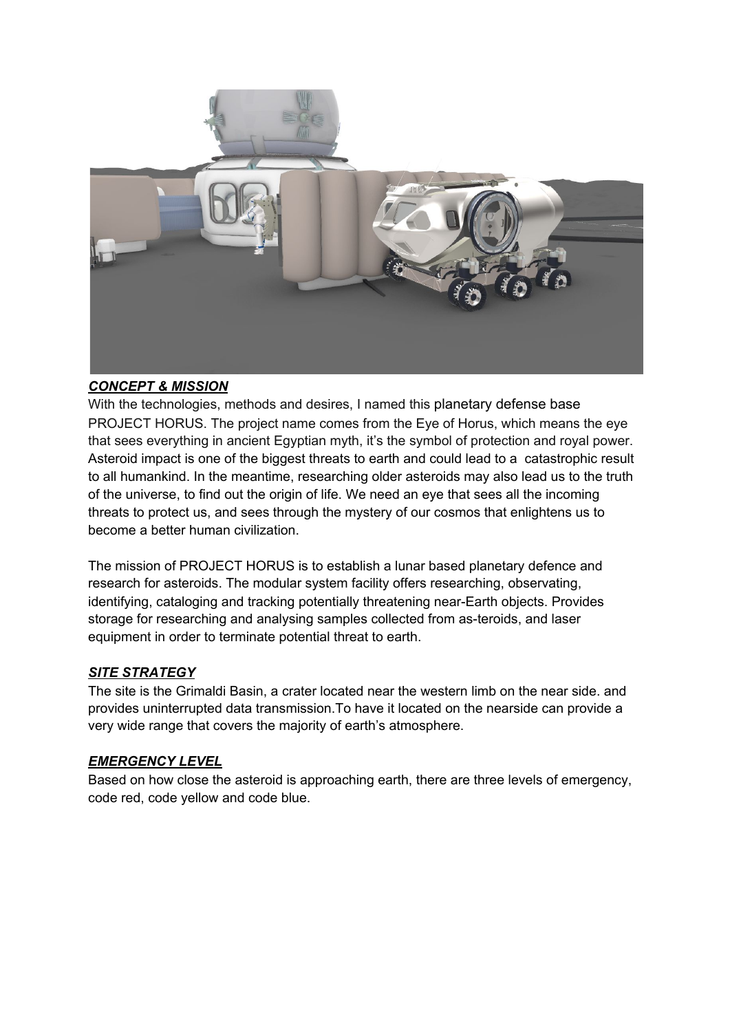***CONCEPT & MISSION***

With the technologies, methods and desires, I named this planetary defense base PROJECT HORUS. The project name comes from the Eye of Horus, which means the eye that sees everything in ancient Egyptian myth, it's the symbol of protection and royal power. Asteroid impact is one of the biggest threats to earth and could lead to a catastrophic result to all humankind. In the meantime, researching older asteroids may also lead us to the truth of the universe, to find out the origin of life. We need an eye that sees all the incoming threats to protect us, and sees through the mystery of our cosmos that enlightens us to become a better human civilization.

The mission of PROJECT HORUS is to establish a lunar based planetary defence and research for asteroids. The modular system facility offers researching, observating, identifying, cataloging and tracking potentially threatening near-Earth objects. Provides storage for researching and analysing samples collected from as-teroids, and laser equipment in order to terminate potential threat to earth.

***SITE STRATEGY***

The site is the Grimaldi Basin, a crater located near the western limb on the near side. and provides uninterrupted data transmission.To have it located on the nearside can provide a very wide range that covers the majority of earth's atmosphere.

***EMERGENCY LEVEL***

Based on how close the asteroid is approaching earth, there are three levels of emergency, code red, code yellow and code blue.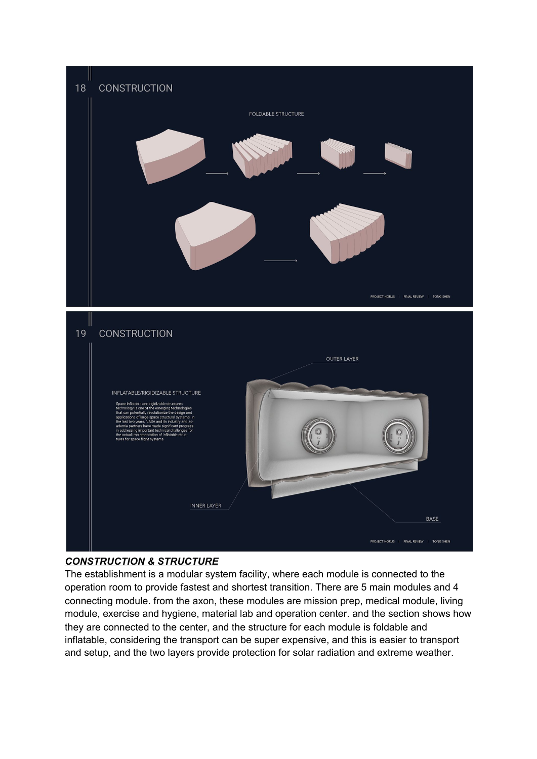## 18 CONSTRUCTION

FOLDABLE STRUCTURE

## 19 CONSTRUCTION

INFLATABLE/RIGIDIZABLE STRUCTURE

Space inflatable and rigidizable structures technology is one of the emerging technologies that can potentially revolutionize the design and applications of large space structural systems. In the last two years, NASA and its industry and academia partners have made significant progress in addressing important technical challenges for the actual implementation of inflatable structures for space flight systems.

OUTER LAYER

INNER LAYER

BASE

***CONSTRUCTION & STRUCTURE***

The establishment is a modular system facility, where each module is connected to the operation room to provide fastest and shortest transition. There are 5 main modules and 4 connecting module. from the axon, these modules are mission prep, medical module, living module, exercise and hygiene, material lab and operation center. and the section shows how they are connected to the center, and the structure for each module is foldable and inflatable, considering the transport can be super expensive, and this is easier to transport and setup, and the two layers provide protection for solar radiation and extreme weather.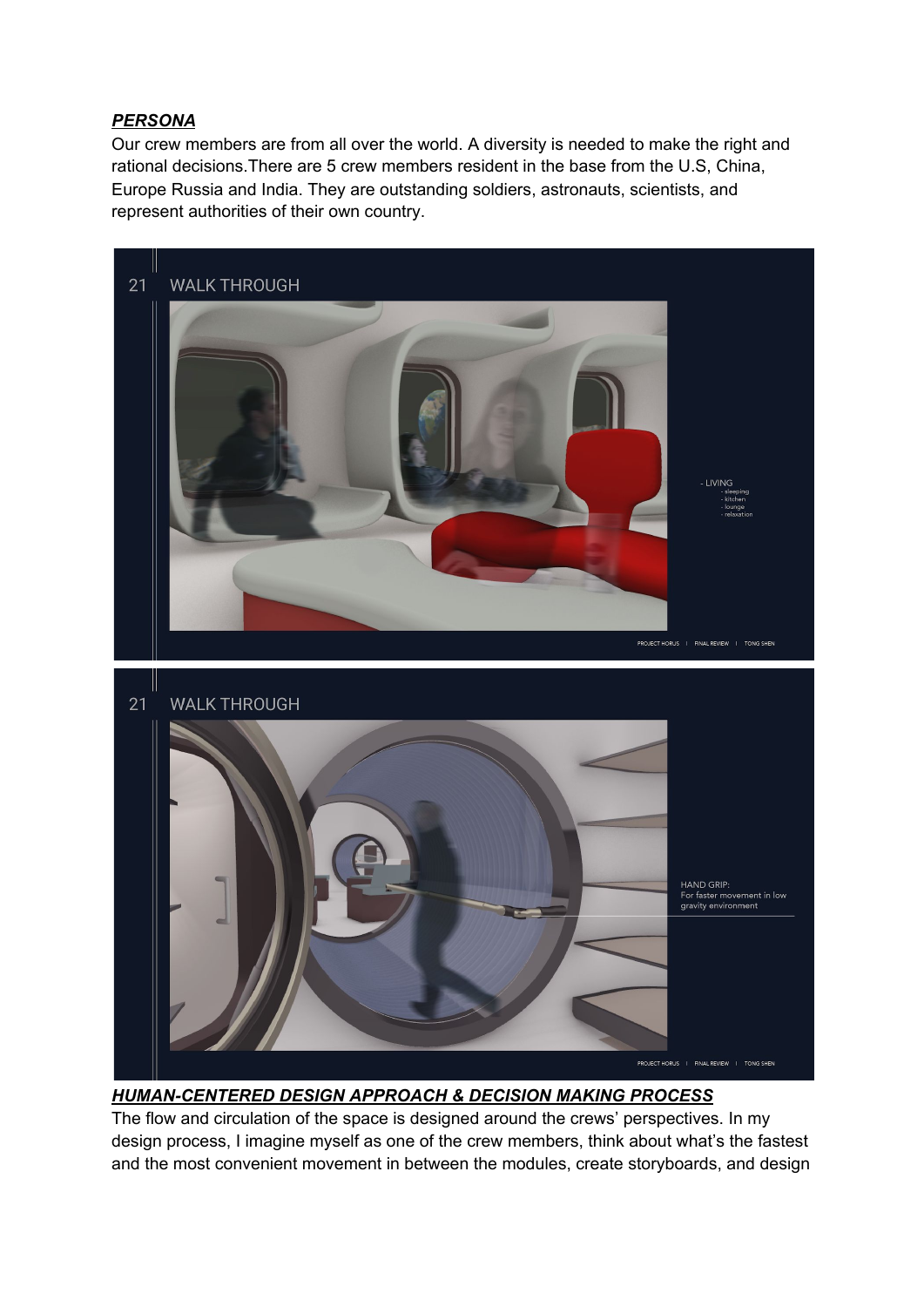***PERSONA***

Our crew members are from all over the world. A diversity is needed to make the right and rational decisions.There are 5 crew members resident in the base from the U.S, China, Europe Russia and India. They are outstanding soldiers, astronauts, scientists, and represent authorities of their own country.

21 WALK THROUGH

- LIVING
  - sleeping
  - kitchen
  - lounge
  - relaxation

PROJECT HORUS | FINAL REVIEW | TONG SHEN

21 WALK THROUGH

HAND GRIP:
For faster movement in low gravity environment

PROJECT HORUS | FINAL REVIEW | TONG SHEN

***HUMAN-CENTERED DESIGN APPROACH & DECISION MAKING PROCESS***

The flow and circulation of the space is designed around the crews' perspectives. In my design process, I imagine myself as one of the crew members, think about what's the fastest and the most convenient movement in between the modules, create storyboards, and design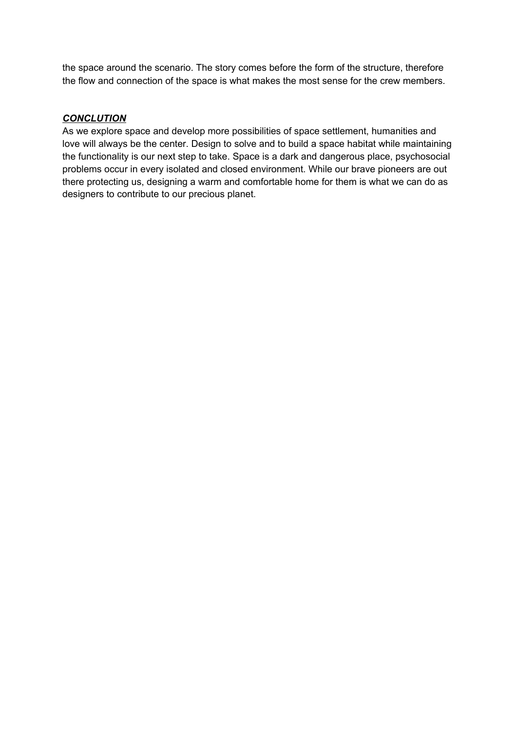the space around the scenario. The story comes before the form of the structure, therefore the flow and connection of the space is what makes the most sense for the crew members.

***CONCLUTION***

As we explore space and develop more possibilities of space settlement, humanities and love will always be the center. Design to solve and to build a space habitat while maintaining the functionality is our next step to take. Space is a dark and dangerous place, psychosocial problems occur in every isolated and closed environment. While our brave pioneers are out there protecting us, designing a warm and comfortable home for them is what we can do as designers to contribute to our precious planet.